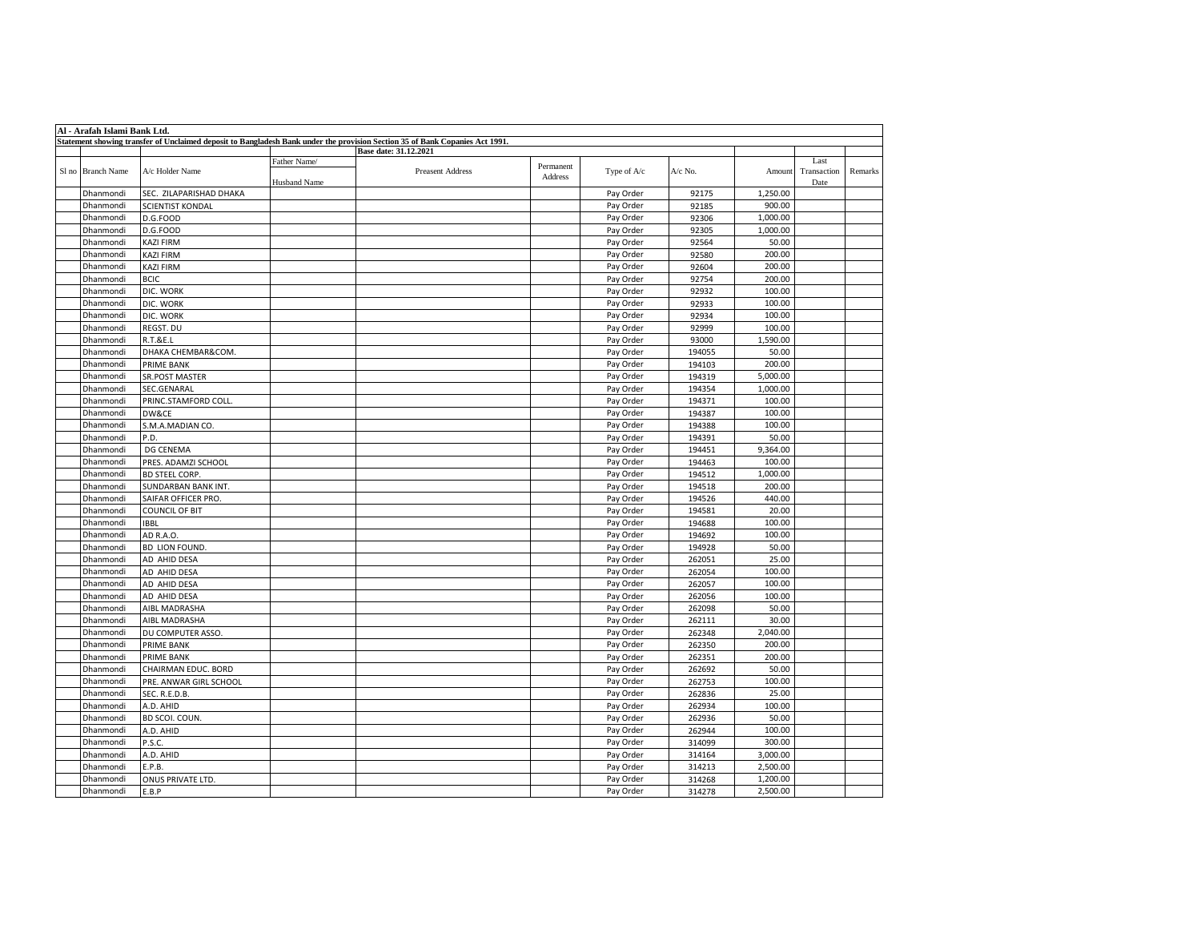**Al - Arafah Islami Bank Ltd.**

**Statement showing transfer of Unclaimed deposit to Bangladesh Bank under the provision Section 35 of Bank Copanies Act 1991.**

**Base date: 31.12.2021**

| Sl no | Branch Name | A/c Holder Name | Father Name/ Husband Name | Preasent Address | Permanent Address | Type of A/c | A/c No. | Amount | Last Transaction Date | Remarks |
|---|---|---|---|---|---|---|---|---|---|---|
| | Dhanmondi | SEC. ZILAPARISHAD DHAKA | | | | Pay Order | 92175 | 1,250.00 | | |
| | Dhanmondi | SCIENTIST KONDAL | | | | Pay Order | 92185 | 900.00 | | |
| | Dhanmondi | D.G.FOOD | | | | Pay Order | 92306 | 1,000.00 | | |
| | Dhanmondi | D.G.FOOD | | | | Pay Order | 92305 | 1,000.00 | | |
| | Dhanmondi | KAZI FIRM | | | | Pay Order | 92564 | 50.00 | | |
| | Dhanmondi | KAZI FIRM | | | | Pay Order | 92580 | 200.00 | | |
| | Dhanmondi | KAZI FIRM | | | | Pay Order | 92604 | 200.00 | | |
| | Dhanmondi | BCIC | | | | Pay Order | 92754 | 200.00 | | |
| | Dhanmondi | DIC. WORK | | | | Pay Order | 92932 | 100.00 | | |
| | Dhanmondi | DIC. WORK | | | | Pay Order | 92933 | 100.00 | | |
| | Dhanmondi | DIC. WORK | | | | Pay Order | 92934 | 100.00 | | |
| | Dhanmondi | REGST. DU | | | | Pay Order | 92999 | 100.00 | | |
| | Dhanmondi | R.T.&E.L | | | | Pay Order | 93000 | 1,590.00 | | |
| | Dhanmondi | DHAKA CHEMBAR&COM. | | | | Pay Order | 194055 | 50.00 | | |
| | Dhanmondi | PRIME BANK | | | | Pay Order | 194103 | 200.00 | | |
| | Dhanmondi | SR.POST MASTER | | | | Pay Order | 194319 | 5,000.00 | | |
| | Dhanmondi | SEC.GENARAL | | | | Pay Order | 194354 | 1,000.00 | | |
| | Dhanmondi | PRINC.STAMFORD COLL. | | | | Pay Order | 194371 | 100.00 | | |
| | Dhanmondi | DW&CE | | | | Pay Order | 194387 | 100.00 | | |
| | Dhanmondi | S.M.A.MADIAN CO. | | | | Pay Order | 194388 | 100.00 | | |
| | Dhanmondi | P.D. | | | | Pay Order | 194391 | 50.00 | | |
| | Dhanmondi | DG CENEMA | | | | Pay Order | 194451 | 9,364.00 | | |
| | Dhanmondi | PRES. ADAMZI SCHOOL | | | | Pay Order | 194463 | 100.00 | | |
| | Dhanmondi | BD STEEL CORP. | | | | Pay Order | 194512 | 1,000.00 | | |
| | Dhanmondi | SUNDARBAN BANK INT. | | | | Pay Order | 194518 | 200.00 | | |
| | Dhanmondi | SAIFAR OFFICER PRO. | | | | Pay Order | 194526 | 440.00 | | |
| | Dhanmondi | COUNCIL OF BIT | | | | Pay Order | 194581 | 20.00 | | |
| | Dhanmondi | IBBL | | | | Pay Order | 194688 | 100.00 | | |
| | Dhanmondi | AD R.A.O. | | | | Pay Order | 194692 | 100.00 | | |
| | Dhanmondi | BD LION FOUND. | | | | Pay Order | 194928 | 50.00 | | |
| | Dhanmondi | AD AHID DESA | | | | Pay Order | 262051 | 25.00 | | |
| | Dhanmondi | AD AHID DESA | | | | Pay Order | 262054 | 100.00 | | |
| | Dhanmondi | AD AHID DESA | | | | Pay Order | 262057 | 100.00 | | |
| | Dhanmondi | AD AHID DESA | | | | Pay Order | 262056 | 100.00 | | |
| | Dhanmondi | AIBL MADRASHA | | | | Pay Order | 262098 | 50.00 | | |
| | Dhanmondi | AIBL MADRASHA | | | | Pay Order | 262111 | 30.00 | | |
| | Dhanmondi | DU COMPUTER ASSO. | | | | Pay Order | 262348 | 2,040.00 | | |
| | Dhanmondi | PRIME BANK | | | | Pay Order | 262350 | 200.00 | | |
| | Dhanmondi | PRIME BANK | | | | Pay Order | 262351 | 200.00 | | |
| | Dhanmondi | CHAIRMAN EDUC. BORD | | | | Pay Order | 262692 | 50.00 | | |
| | Dhanmondi | PRE. ANWAR GIRL SCHOOL | | | | Pay Order | 262753 | 100.00 | | |
| | Dhanmondi | SEC. R.E.D.B. | | | | Pay Order | 262836 | 25.00 | | |
| | Dhanmondi | A.D. AHID | | | | Pay Order | 262934 | 100.00 | | |
| | Dhanmondi | BD SCOI. COUN. | | | | Pay Order | 262936 | 50.00 | | |
| | Dhanmondi | A.D. AHID | | | | Pay Order | 262944 | 100.00 | | |
| | Dhanmondi | P.S.C. | | | | Pay Order | 314099 | 300.00 | | |
| | Dhanmondi | A.D. AHID | | | | Pay Order | 314164 | 3,000.00 | | |
| | Dhanmondi | E.P.B. | | | | Pay Order | 314213 | 2,500.00 | | |
| | Dhanmondi | ONUS PRIVATE LTD. | | | | Pay Order | 314268 | 1,200.00 | | |
| | Dhanmondi | E.B.P | | | | Pay Order | 314278 | 2,500.00 | | |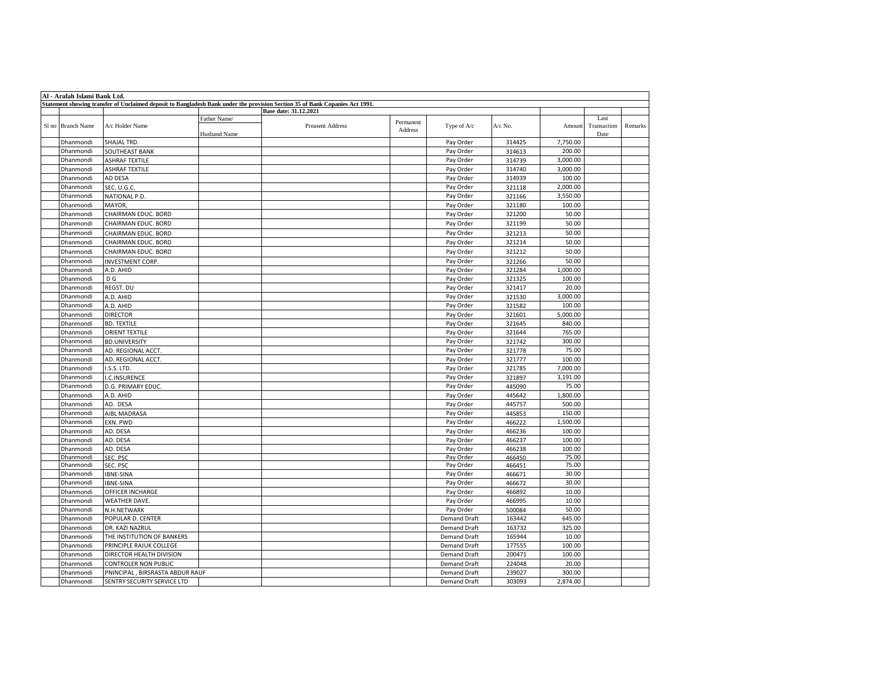**Al - Arafah Islami Bank Ltd.**

**Statement showing transfer of Unclaimed deposit to Bangladesh Bank under the provision Section 35 of Bank Copanies Act 1991.**

**Base date: 31.12.2021**

| Sl no | Branch Name | A/c Holder Name | Father Name/ Husband Name | Preasent Address | Permanent Address | Type of A/c | A/c No. | Amount | Last Transaction Date | Remarks |
|---|---|---|---|---|---|---|---|---|---|---|
| | Dhanmondi | SHAJAL TRD. | | | | Pay Order | 314425 | 7,750.00 | | |
| | Dhanmondi | SOUTHEAST BANK | | | | Pay Order | 314613 | 200.00 | | |
| | Dhanmondi | ASHRAF TEXTILE | | | | Pay Order | 314739 | 3,000.00 | | |
| | Dhanmondi | ASHRAF TEXTILE | | | | Pay Order | 314740 | 3,000.00 | | |
| | Dhanmondi | AD DESA | | | | Pay Order | 314939 | 100.00 | | |
| | Dhanmondi | SEC. U.G.C. | | | | Pay Order | 321118 | 2,000.00 | | |
| | Dhanmondi | NATIONAL P.D. | | | | Pay Order | 321166 | 3,550.00 | | |
| | Dhanmondi | MAYOR, | | | | Pay Order | 321180 | 100.00 | | |
| | Dhanmondi | CHAIRMAN EDUC. BORD | | | | Pay Order | 321200 | 50.00 | | |
| | Dhanmondi | CHAIRMAN EDUC. BORD | | | | Pay Order | 321199 | 50.00 | | |
| | Dhanmondi | CHAIRMAN EDUC. BORD | | | | Pay Order | 321213 | 50.00 | | |
| | Dhanmondi | CHAIRMAN EDUC. BORD | | | | Pay Order | 321214 | 50.00 | | |
| | Dhanmondi | CHAIRMAN EDUC. BORD | | | | Pay Order | 321212 | 50.00 | | |
| | Dhanmondi | INVESTMENT CORP. | | | | Pay Order | 321266 | 50.00 | | |
| | Dhanmondi | A.D. AHID | | | | Pay Order | 321284 | 1,000.00 | | |
| | Dhanmondi | D G | | | | Pay Order | 321325 | 100.00 | | |
| | Dhanmondi | REGST. DU | | | | Pay Order | 321417 | 20.00 | | |
| | Dhanmondi | A.D. AHID | | | | Pay Order | 321530 | 3,000.00 | | |
| | Dhanmondi | A.D. AHID | | | | Pay Order | 321582 | 100.00 | | |
| | Dhanmondi | DIRECTOR | | | | Pay Order | 321601 | 5,000.00 | | |
| | Dhanmondi | BD. TEXTILE | | | | Pay Order | 321645 | 840.00 | | |
| | Dhanmondi | ORIENT TEXTILE | | | | Pay Order | 321644 | 765.00 | | |
| | Dhanmondi | BD.UNIVERSITY | | | | Pay Order | 321742 | 300.00 | | |
| | Dhanmondi | AD. REGIONAL ACCT. | | | | Pay Order | 321778 | 75.00 | | |
| | Dhanmondi | AD. REGIONAL ACCT. | | | | Pay Order | 321777 | 100.00 | | |
| | Dhanmondi | I.S.S. LTD. | | | | Pay Order | 321785 | 7,000.00 | | |
| | Dhanmondi | I.C.INSURENCE | | | | Pay Order | 321897 | 3,191.00 | | |
| | Dhanmondi | D.G. PRIMARY EDUC. | | | | Pay Order | 445090 | 75.00 | | |
| | Dhanmondi | A.D. AHID | | | | Pay Order | 445642 | 1,800.00 | | |
| | Dhanmondi | AD. DESA | | | | Pay Order | 445757 | 500.00 | | |
| | Dhanmondi | AIBL MADRASA | | | | Pay Order | 445853 | 150.00 | | |
| | Dhanmondi | EXN. PWD | | | | Pay Order | 466222 | 1,500.00 | | |
| | Dhanmondi | AD. DESA | | | | Pay Order | 466236 | 100.00 | | |
| | Dhanmondi | AD. DESA | | | | Pay Order | 466237 | 100.00 | | |
| | Dhanmondi | AD. DESA | | | | Pay Order | 466238 | 100.00 | | |
| | Dhanmondi | SEC. PSC | | | | Pay Order | 466450 | 75.00 | | |
| | Dhanmondi | SEC. PSC | | | | Pay Order | 466451 | 75.00 | | |
| | Dhanmondi | IBNE-SINA | | | | Pay Order | 466671 | 30.00 | | |
| | Dhanmondi | IBNE-SINA | | | | Pay Order | 466672 | 30.00 | | |
| | Dhanmondi | OFFICER INCHARGE | | | | Pay Order | 466892 | 10.00 | | |
| | Dhanmondi | WEATHER DAVE. | | | | Pay Order | 466995 | 10.00 | | |
| | Dhanmondi | N.H.NETWARK | | | | Pay Order | 500084 | 50.00 | | |
| | Dhanmondi | POPULAR D. CENTER | | | | Demand Draft | 163442 | 645.00 | | |
| | Dhanmondi | DR. KAZI NAZRUL | | | | Demand Draft | 163732 | 325.00 | | |
| | Dhanmondi | THE INSTITUTION OF BANKERS | | | | Demand Draft | 165944 | 10.00 | | |
| | Dhanmondi | PRINCIPLE RAJUK COLLEGE | | | | Demand Draft | 177555 | 100.00 | | |
| | Dhanmondi | DIRECTOR HEALTH DIVISION | | | | Demand Draft | 200471 | 100.00 | | |
| | Dhanmondi | CONTROLER NON PUBLIC | | | | Demand Draft | 224048 | 20.00 | | |
| | Dhanmondi | PNINCIPAL , BIRSRASTA ABDUR RAUF | | | | Demand Draft | 239027 | 300.00 | | |
| | Dhanmondi | SENTRY SECURITY SERVICE LTD | | | | Demand Draft | 303093 | 2,874.00 | | |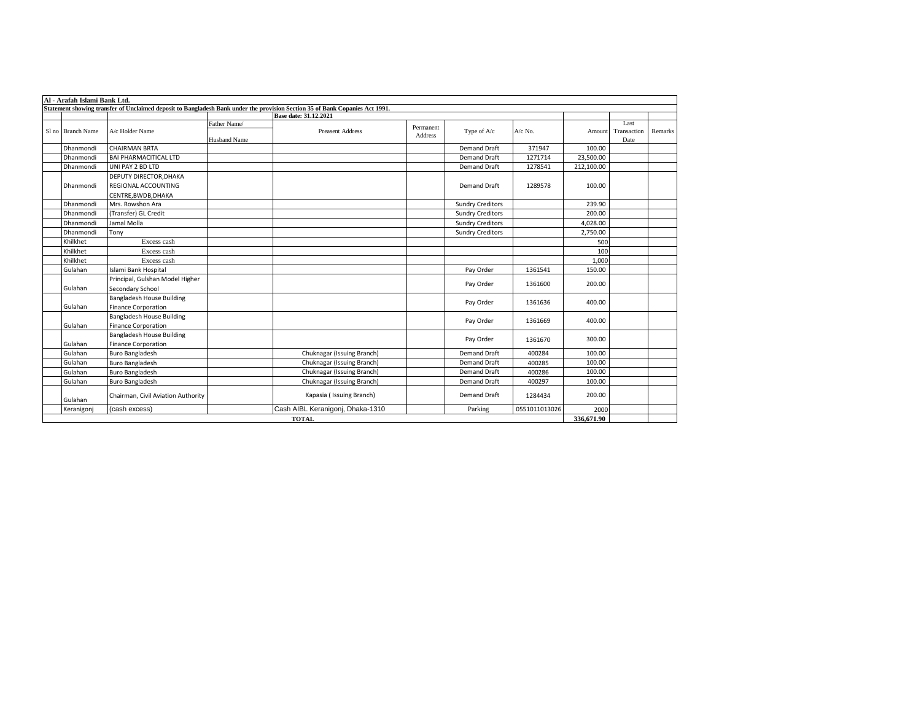**Al - Arafah Islami Bank Ltd.**

**Statement showing transfer of Unclaimed deposit to Bangladesh Bank under the provision Section 35 of Bank Copanies Act 1991.**

**Base date: 31.12.2021**

| Sl no | Branch Name | A/c Holder Name | Father Name/ Husband Name | Preasent Address | Permanent Address | Type of A/c | A/c No. | Amount | Last Transaction Date | Remarks |
|---|---|---|---|---|---|---|---|---|---|---|
| | Dhanmondi | CHAIRMAN BRTA | | | | Demand Draft | 371947 | 100.00 | | |
| | Dhanmondi | BAI PHARMACITICAL LTD | | | | Demand Draft | 1271714 | 23,500.00 | | |
| | Dhanmondi | UNI PAY 2 BD LTD | | | | Demand Draft | 1278541 | 212,100.00 | | |
| | Dhanmondi | DEPUTY DIRECTOR,DHAKA REGIONAL ACCOUNTING CENTRE,BWDB,DHAKA | | | | Demand Draft | 1289578 | 100.00 | | |
| | Dhanmondi | Mrs. Rowshon Ara | | | | Sundry Creditors | | 239.90 | | |
| | Dhanmondi | (Transfer) GL Credit | | | | Sundry Creditors | | 200.00 | | |
| | Dhanmondi | Jamal Molla | | | | Sundry Creditors | | 4,028.00 | | |
| | Dhanmondi | Tony | | | | Sundry Creditors | | 2,750.00 | | |
| | Khilkhet | Excess cash | | | | | | 500 | | |
| | Khilkhet | Excess cash | | | | | | 100 | | |
| | Khilkhet | Excess cash | | | | | | 1,000 | | |
| | Gulahan | Islami Bank Hospital | | | | Pay Order | 1361541 | 150.00 | | |
| | Gulahan | Principal, Gulshan Model Higher Secondary School | | | | Pay Order | 1361600 | 200.00 | | |
| | Gulahan | Bangladesh House Building Finance Corporation | | | | Pay Order | 1361636 | 400.00 | | |
| | Gulahan | Bangladesh House Building Finance Corporation | | | | Pay Order | 1361669 | 400.00 | | |
| | Gulahan | Bangladesh House Building Finance Corporation | | | | Pay Order | 1361670 | 300.00 | | |
| | Gulahan | Buro Bangladesh | | Chuknagar (Issuing Branch) | | Demand Draft | 400284 | 100.00 | | |
| | Gulahan | Buro Bangladesh | | Chuknagar (Issuing Branch) | | Demand Draft | 400285 | 100.00 | | |
| | Gulahan | Buro Bangladesh | | Chuknagar (Issuing Branch) | | Demand Draft | 400286 | 100.00 | | |
| | Gulahan | Buro Bangladesh | | Chuknagar (Issuing Branch) | | Demand Draft | 400297 | 100.00 | | |
| | Gulahan | Chairman, Civil Aviation Authority | | Kapasia ( Issuing Branch) | | Demand Draft | 1284434 | 200.00 | | |
| | Keranigonj | (cash excess) | | Cash AIBL Keranigonj, Dhaka-1310 | | Parking | 0551011013026 | 2000 | | |
| | | | | **TOTAL** | | | | **336,671.90** | | |